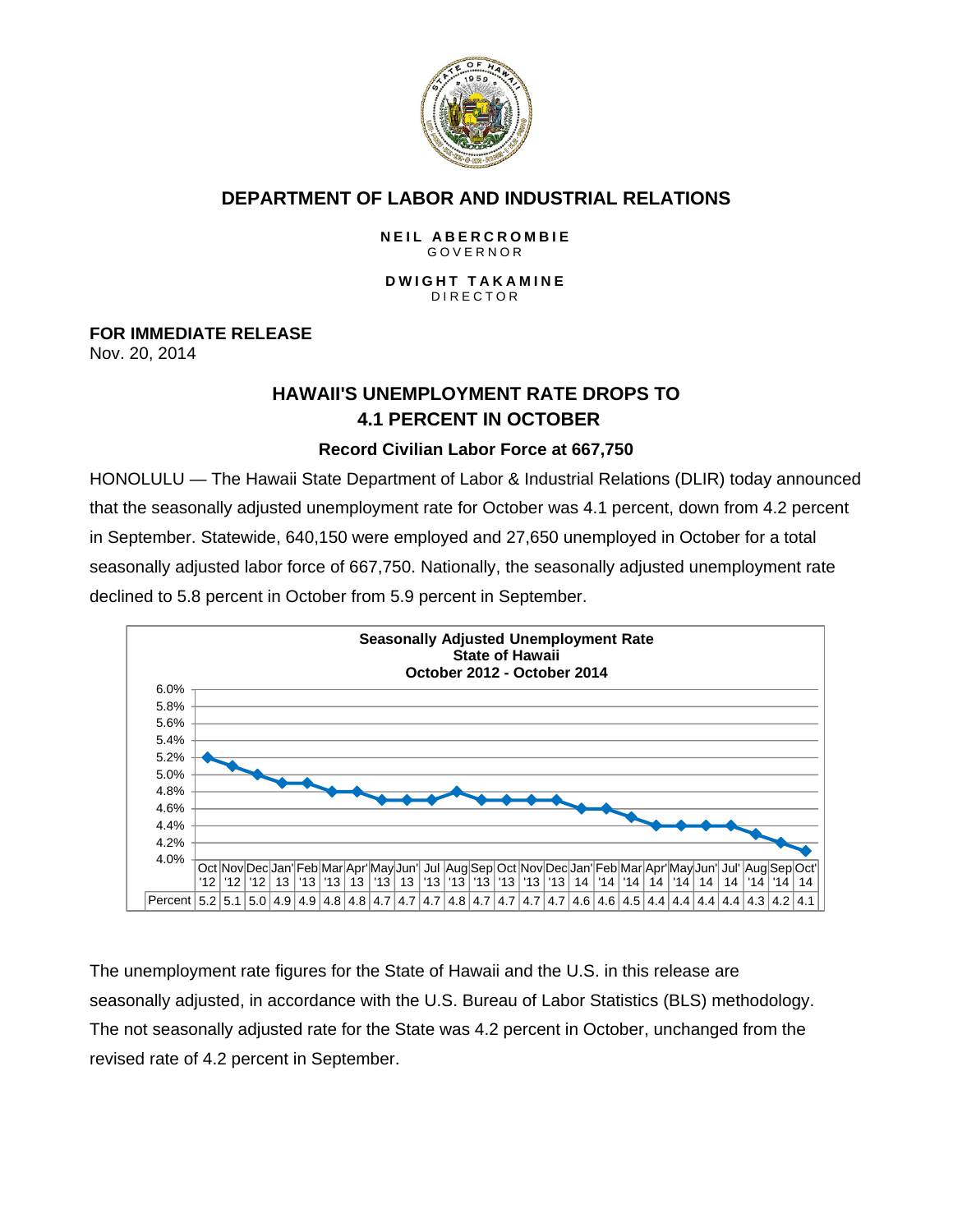## DEPARTMENT OF LABOR AND INDUSTRIAL RELATIONS

**NEIL ABERCROMBIE**
GOVERNOR

**DWIGHT TAKAMINE**
DIRECTOR

**FOR IMMEDIATE RELEASE**
Nov. 20, 2014

# HAWAII'S UNEMPLOYMENT RATE DROPS TO 4.1 PERCENT IN OCTOBER

### Record Civilian Labor Force at 667,750

HONOLULU — The Hawaii State Department of Labor & Industrial Relations (DLIR) today announced that the seasonally adjusted unemployment rate for October was 4.1 percent, down from 4.2 percent in September. Statewide, 640,150 were employed and 27,650 unemployed in October for a total seasonally adjusted labor force of 667,750. Nationally, the seasonally adjusted unemployment rate declined to 5.8 percent in October from 5.9 percent in September.

**Seasonally Adjusted Unemployment Rate**
**State of Hawaii**
**October 2012 - October 2014**

| | Oct '12 | Nov '12 | Dec '12 | Jan' 13 | Feb '13 | Mar '13 | Apr' 13 | May '13 | Jun' 13 | Jul '13 | Aug '13 | Sep '13 | Oct '13 | Nov '13 | Dec '13 | Jan' 14 | Feb '14 | Mar '14 | Apr' 14 | May '14 | Jun' 14 | Jul' 14 | Aug '14 | Sep '14 | Oct' 14 |
|---|---|---|---|---|---|---|---|---|---|---|---|---|---|---|---|---|---|---|---|---|---|---|---|---|---|
| Percent | 5.2 | 5.1 | 5.0 | 4.9 | 4.9 | 4.8 | 4.8 | 4.7 | 4.7 | 4.7 | 4.8 | 4.7 | 4.7 | 4.7 | 4.7 | 4.6 | 4.6 | 4.5 | 4.4 | 4.4 | 4.4 | 4.4 | 4.3 | 4.2 | 4.1 |

The unemployment rate figures for the State of Hawaii and the U.S. in this release are seasonally adjusted, in accordance with the U.S. Bureau of Labor Statistics (BLS) methodology. The not seasonally adjusted rate for the State was 4.2 percent in October, unchanged from the revised rate of 4.2 percent in September.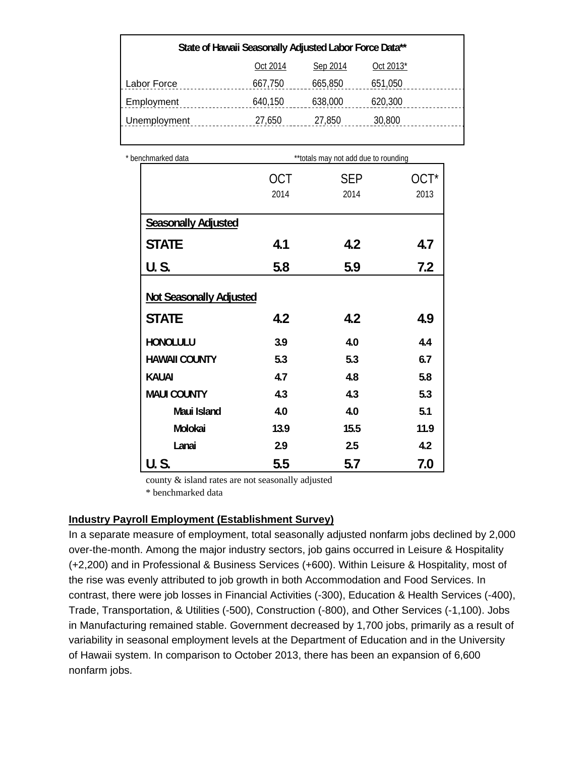**State of Hawaii Seasonally Adjusted Labor Force Data****

| | Oct 2014 | Sep 2014 | Oct 2013* |
|---|---|---|---|
| Labor Force | 667,750 | 665,850 | 651,050 |
| Employment | 640,150 | 638,000 | 620,300 |
| Unemployment | 27,650 | 27,850 | 30,800 |

* benchmarked data

**totals may not add due to rounding

| | OCT 2014 | SEP 2014 | OCT* 2013 |
|---|---|---|---|
| **Seasonally Adjusted** | | | |
| **STATE** | **4.1** | **4.2** | **4.7** |
| **U. S.** | **5.8** | **5.9** | **7.2** |
| **Not Seasonally Adjusted** | | | |
| **STATE** | **4.2** | **4.2** | **4.9** |
| **HONOLULU** | **3.9** | **4.0** | **4.4** |
| **HAWAII COUNTY** | **5.3** | **5.3** | **6.7** |
| **KAUAI** | **4.7** | **4.8** | **5.8** |
| **MAUI COUNTY** | **4.3** | **4.3** | **5.3** |
| **Maui Island** | **4.0** | **4.0** | **5.1** |
| **Molokai** | **13.9** | **15.5** | **11.9** |
| **Lanai** | **2.9** | **2.5** | **4.2** |
| **U. S.** | **5.5** | **5.7** | **7.0** |

county & island rates are not seasonally adjusted

* benchmarked data

**Industry Payroll Employment (Establishment Survey)**

In a separate measure of employment, total seasonally adjusted nonfarm jobs declined by 2,000 over-the-month. Among the major industry sectors, job gains occurred in Leisure & Hospitality (+2,200) and in Professional & Business Services (+600). Within Leisure & Hospitality, most of the rise was evenly attributed to job growth in both Accommodation and Food Services. In contrast, there were job losses in Financial Activities (-300), Education & Health Services (-400), Trade, Transportation, & Utilities (-500), Construction (-800), and Other Services (-1,100). Jobs in Manufacturing remained stable. Government decreased by 1,700 jobs, primarily as a result of variability in seasonal employment levels at the Department of Education and in the University of Hawaii system. In comparison to October 2013, there has been an expansion of 6,600 nonfarm jobs.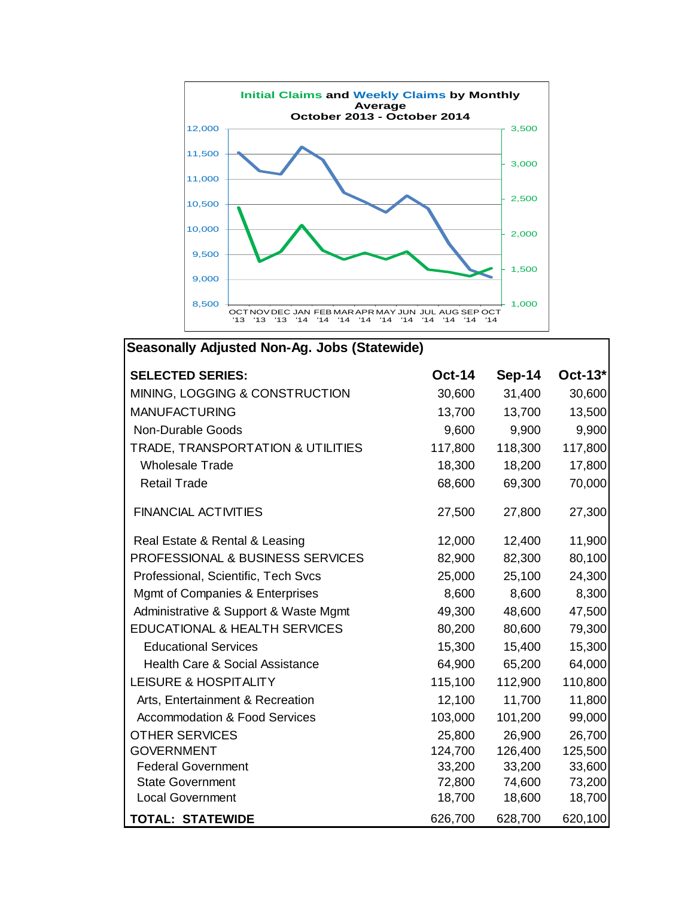**Initial Claims and Weekly Claims by Monthly Average**
**October 2013 - October 2014**

| Seasonally Adjusted Non-Ag. Jobs (Statewide) | | | |
|---|---|---|---|
| **SELECTED SERIES:** | **Oct-14** | **Sep-14** | **Oct-13*** |
| MINING, LOGGING & CONSTRUCTION | 30,600 | 31,400 | 30,600 |
| MANUFACTURING | 13,700 | 13,700 | 13,500 |
| Non-Durable Goods | 9,600 | 9,900 | 9,900 |
| TRADE, TRANSPORTATION & UTILITIES | 117,800 | 118,300 | 117,800 |
| Wholesale Trade | 18,300 | 18,200 | 17,800 |
| Retail Trade | 68,600 | 69,300 | 70,000 |
| FINANCIAL ACTIVITIES | 27,500 | 27,800 | 27,300 |
| Real Estate & Rental & Leasing | 12,000 | 12,400 | 11,900 |
| PROFESSIONAL & BUSINESS SERVICES | 82,900 | 82,300 | 80,100 |
| Professional, Scientific, Tech Svcs | 25,000 | 25,100 | 24,300 |
| Mgmt of Companies & Enterprises | 8,600 | 8,600 | 8,300 |
| Administrative & Support & Waste Mgmt | 49,300 | 48,600 | 47,500 |
| EDUCATIONAL & HEALTH SERVICES | 80,200 | 80,600 | 79,300 |
| Educational Services | 15,300 | 15,400 | 15,300 |
| Health Care & Social Assistance | 64,900 | 65,200 | 64,000 |
| LEISURE & HOSPITALITY | 115,100 | 112,900 | 110,800 |
| Arts, Entertainment & Recreation | 12,100 | 11,700 | 11,800 |
| Accommodation & Food Services | 103,000 | 101,200 | 99,000 |
| OTHER SERVICES | 25,800 | 26,900 | 26,700 |
| GOVERNMENT | 124,700 | 126,400 | 125,500 |
| Federal Government | 33,200 | 33,200 | 33,600 |
| State Government | 72,800 | 74,600 | 73,200 |
| Local Government | 18,700 | 18,600 | 18,700 |
| **TOTAL: STATEWIDE** | 626,700 | 628,700 | 620,100 |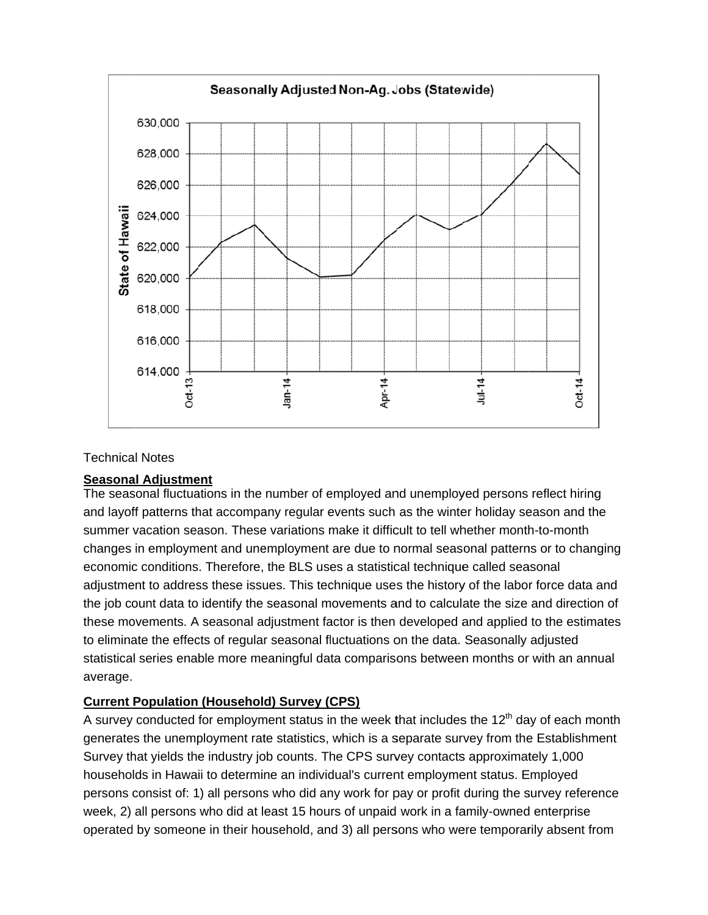Technical Notes

**Seasonal Adjustment**

The seasonal fluctuations in the number of employed and unemployed persons reflect hiring and layoff patterns that accompany regular events such as the winter holiday season and the summer vacation season. These variations make it difficult to tell whether month-to-month changes in employment and unemployment are due to normal seasonal patterns or to changing economic conditions. Therefore, the BLS uses a statistical technique called seasonal adjustment to address these issues. This technique uses the history of the labor force data and the job count data to identify the seasonal movements and to calculate the size and direction of these movements. A seasonal adjustment factor is then developed and applied to the estimates to eliminate the effects of regular seasonal fluctuations on the data. Seasonally adjusted statistical series enable more meaningful data comparisons between months or with an annual average.

**Current Population (Household) Survey (CPS)**

A survey conducted for employment status in the week that includes the 12th day of each month generates the unemployment rate statistics, which is a separate survey from the Establishment Survey that yields the industry job counts. The CPS survey contacts approximately 1,000 households in Hawaii to determine an individual's current employment status. Employed persons consist of: 1) all persons who did any work for pay or profit during the survey reference week, 2) all persons who did at least 15 hours of unpaid work in a family-owned enterprise operated by someone in their household, and 3) all persons who were temporarily absent from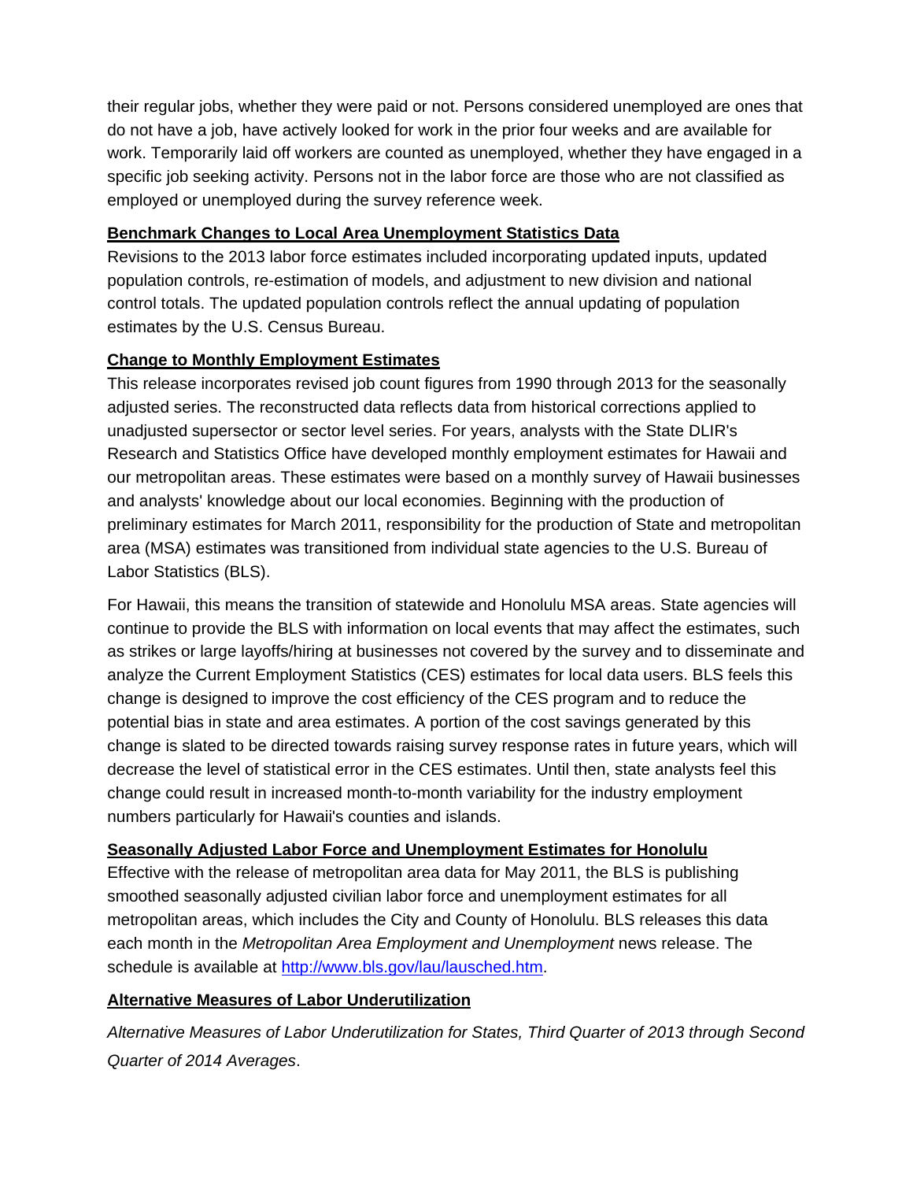their regular jobs, whether they were paid or not. Persons considered unemployed are ones that do not have a job, have actively looked for work in the prior four weeks and are available for work. Temporarily laid off workers are counted as unemployed, whether they have engaged in a specific job seeking activity. Persons not in the labor force are those who are not classified as employed or unemployed during the survey reference week.

**Benchmark Changes to Local Area Unemployment Statistics Data**

Revisions to the 2013 labor force estimates included incorporating updated inputs, updated population controls, re-estimation of models, and adjustment to new division and national control totals. The updated population controls reflect the annual updating of population estimates by the U.S. Census Bureau.

**Change to Monthly Employment Estimates**

This release incorporates revised job count figures from 1990 through 2013 for the seasonally adjusted series. The reconstructed data reflects data from historical corrections applied to unadjusted supersector or sector level series. For years, analysts with the State DLIR's Research and Statistics Office have developed monthly employment estimates for Hawaii and our metropolitan areas. These estimates were based on a monthly survey of Hawaii businesses and analysts' knowledge about our local economies. Beginning with the production of preliminary estimates for March 2011, responsibility for the production of State and metropolitan area (MSA) estimates was transitioned from individual state agencies to the U.S. Bureau of Labor Statistics (BLS).

For Hawaii, this means the transition of statewide and Honolulu MSA areas. State agencies will continue to provide the BLS with information on local events that may affect the estimates, such as strikes or large layoffs/hiring at businesses not covered by the survey and to disseminate and analyze the Current Employment Statistics (CES) estimates for local data users. BLS feels this change is designed to improve the cost efficiency of the CES program and to reduce the potential bias in state and area estimates. A portion of the cost savings generated by this change is slated to be directed towards raising survey response rates in future years, which will decrease the level of statistical error in the CES estimates. Until then, state analysts feel this change could result in increased month-to-month variability for the industry employment numbers particularly for Hawaii's counties and islands.

**Seasonally Adjusted Labor Force and Unemployment Estimates for Honolulu**

Effective with the release of metropolitan area data for May 2011, the BLS is publishing smoothed seasonally adjusted civilian labor force and unemployment estimates for all metropolitan areas, which includes the City and County of Honolulu. BLS releases this data each month in the *Metropolitan Area Employment and Unemployment* news release. The schedule is available at [http://www.bls.gov/lau/lausched.htm](http://www.bls.gov/lau/lausched.htm).

**Alternative Measures of Labor Underutilization**

*Alternative Measures of Labor Underutilization for States, Third Quarter of 2013 through Second Quarter of 2014 Averages*.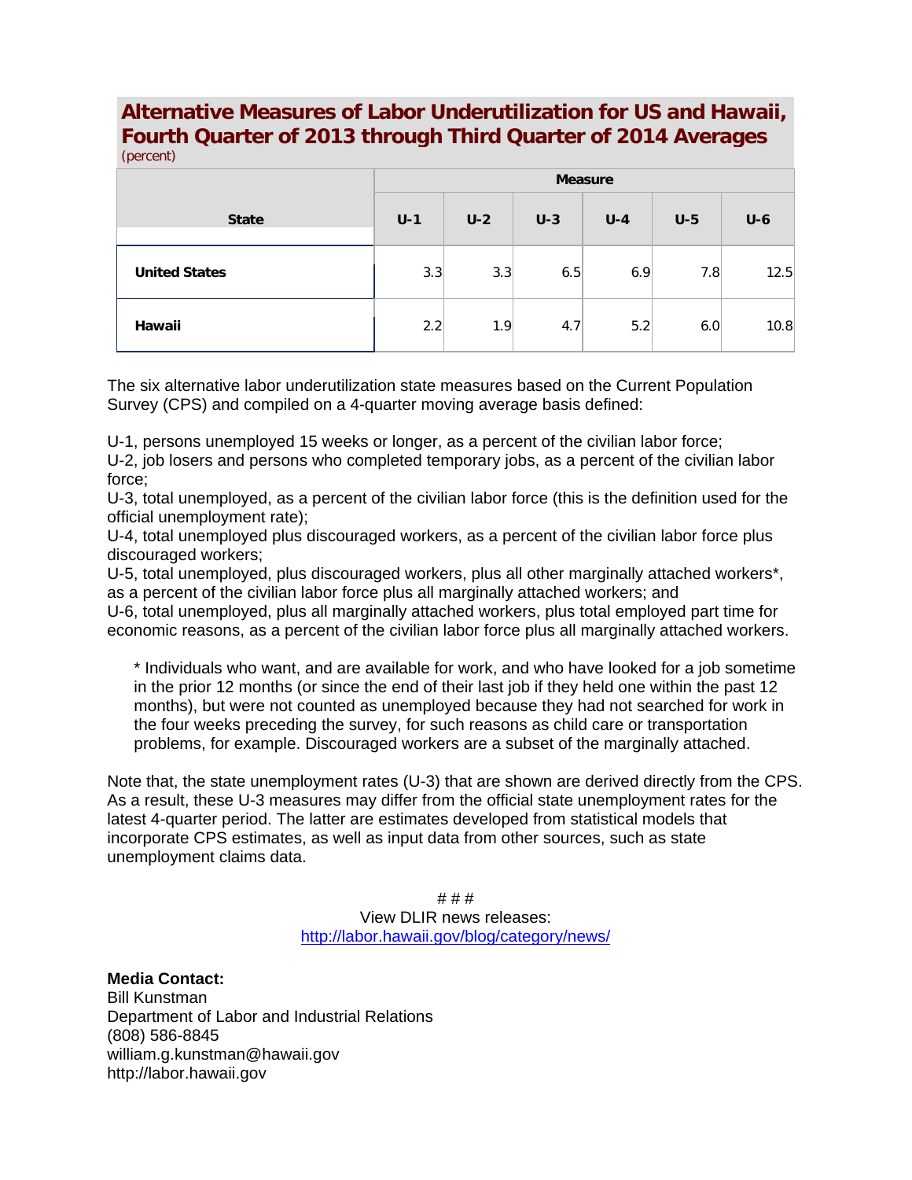## Alternative Measures of Labor Underutilization for US and Hawaii, Fourth Quarter of 2013 through Third Quarter of 2014 Averages

(percent)

| State | Measure | | | | | |
|---|---|---|---|---|---|---|
| | U-1 | U-2 | U-3 | U-4 | U-5 | U-6 |
| **United States** | 3.3 | 3.3 | 6.5 | 6.9 | 7.8 | 12.5 |
| **Hawaii** | 2.2 | 1.9 | 4.7 | 5.2 | 6.0 | 10.8 |

The six alternative labor underutilization state measures based on the Current Population Survey (CPS) and compiled on a 4-quarter moving average basis defined:

U-1, persons unemployed 15 weeks or longer, as a percent of the civilian labor force;
U-2, job losers and persons who completed temporary jobs, as a percent of the civilian labor force;
U-3, total unemployed, as a percent of the civilian labor force (this is the definition used for the official unemployment rate);
U-4, total unemployed plus discouraged workers, as a percent of the civilian labor force plus discouraged workers;
U-5, total unemployed, plus discouraged workers, plus all other marginally attached workers*, as a percent of the civilian labor force plus all marginally attached workers; and
U-6, total unemployed, plus all marginally attached workers, plus total employed part time for economic reasons, as a percent of the civilian labor force plus all marginally attached workers.

> * Individuals who want, and are available for work, and who have looked for a job sometime in the prior 12 months (or since the end of their last job if they held one within the past 12 months), but were not counted as unemployed because they had not searched for work in the four weeks preceding the survey, for such reasons as child care or transportation problems, for example. Discouraged workers are a subset of the marginally attached.

Note that, the state unemployment rates (U-3) that are shown are derived directly from the CPS. As a result, these U-3 measures may differ from the official state unemployment rates for the latest 4-quarter period. The latter are estimates developed from statistical models that incorporate CPS estimates, as well as input data from other sources, such as state unemployment claims data.

# # #

View DLIR news releases:
http://labor.hawaii.gov/blog/category/news/

**Media Contact:**
Bill Kunstman
Department of Labor and Industrial Relations
(808) 586-8845
william.g.kunstman@hawaii.gov
http://labor.hawaii.gov